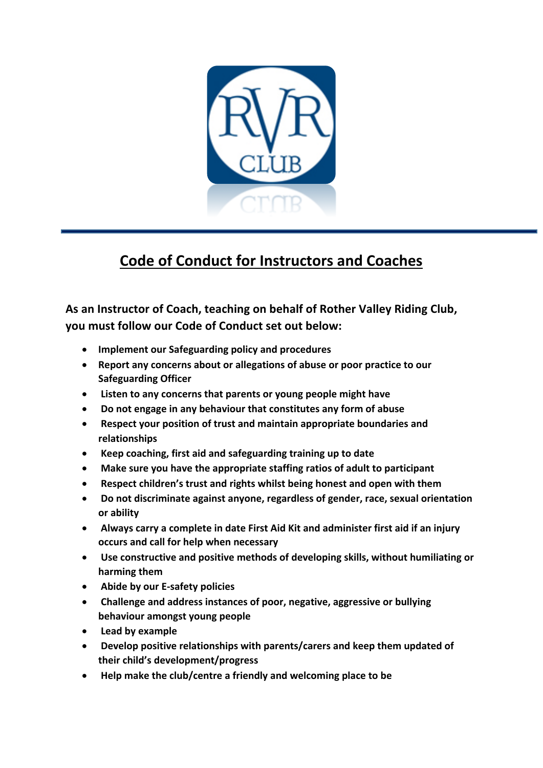# Code of Conduct for Instructors and Coaches

**As an Instructor of Coach, teaching on behalf of Rother Valley Riding Club, you must follow our Code of Conduct set out below:**

- **Implement our Safeguarding policy and procedures**
- **Report any concerns about or allegations of abuse or poor practice to our Safeguarding Officer**
- **Listen to any concerns that parents or young people might have**
- **Do not engage in any behaviour that constitutes any form of abuse**
- **Respect your position of trust and maintain appropriate boundaries and relationships**
- **Keep coaching, first aid and safeguarding training up to date**
- **Make sure you have the appropriate staffing ratios of adult to participant**
- **Respect children's trust and rights whilst being honest and open with them**
- **Do not discriminate against anyone, regardless of gender, race, sexual orientation or ability**
- **Always carry a complete in date First Aid Kit and administer first aid if an injury occurs and call for help when necessary**
- **Use constructive and positive methods of developing skills, without humiliating or harming them**
- **Abide by our E-safety policies**
- **Challenge and address instances of poor, negative, aggressive or bullying behaviour amongst young people**
- **Lead by example**
- **Develop positive relationships with parents/carers and keep them updated of their child's development/progress**
- **Help make the club/centre a friendly and welcoming place to be**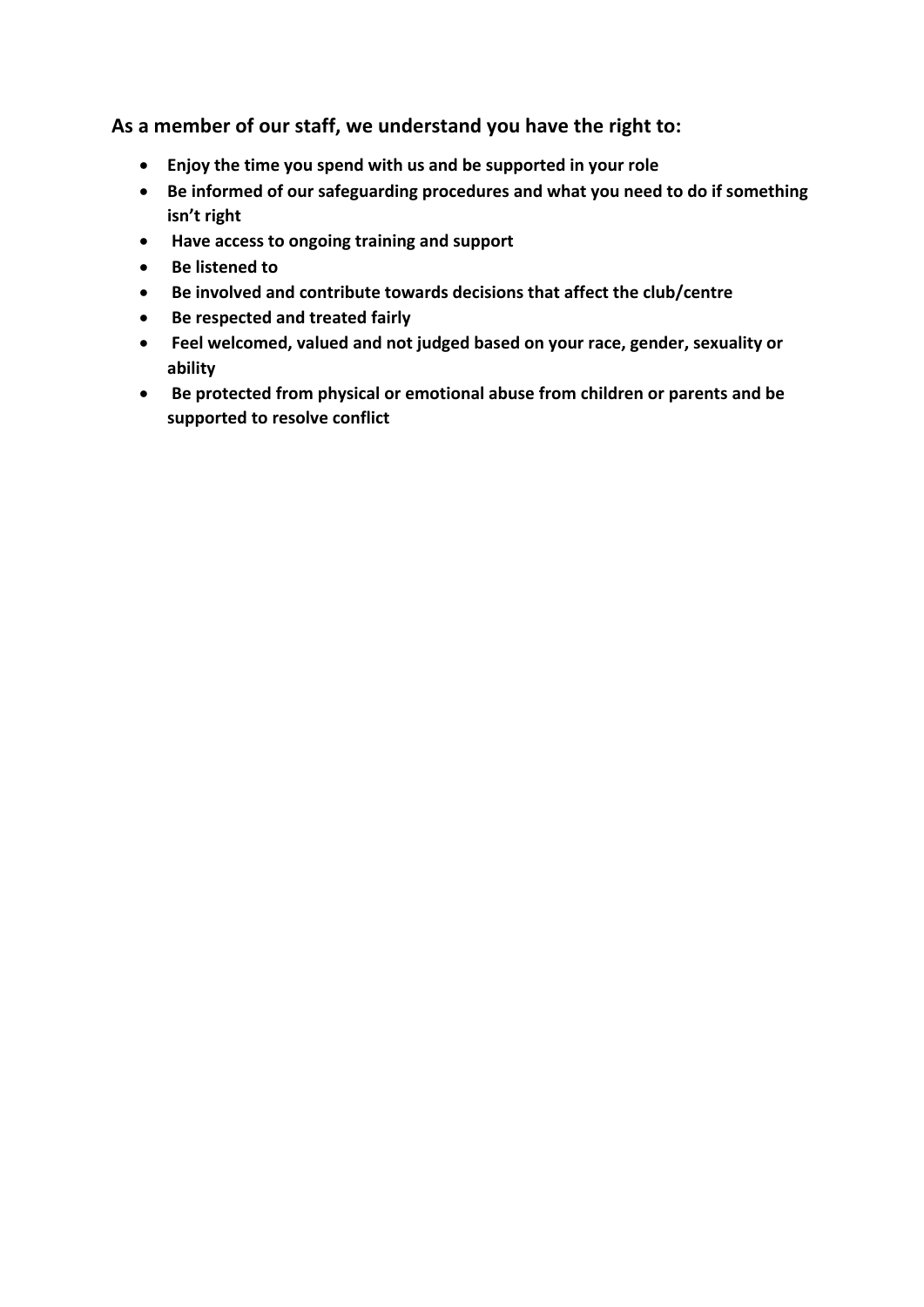**As a member of our staff, we understand you have the right to:**

- **Enjoy the time you spend with us and be supported in your role**
- **Be informed of our safeguarding procedures and what you need to do if something isn't right**
- **Have access to ongoing training and support**
- **Be listened to**
- **Be involved and contribute towards decisions that affect the club/centre**
- **Be respected and treated fairly**
- **Feel welcomed, valued and not judged based on your race, gender, sexuality or ability**
- **Be protected from physical or emotional abuse from children or parents and be supported to resolve conflict**